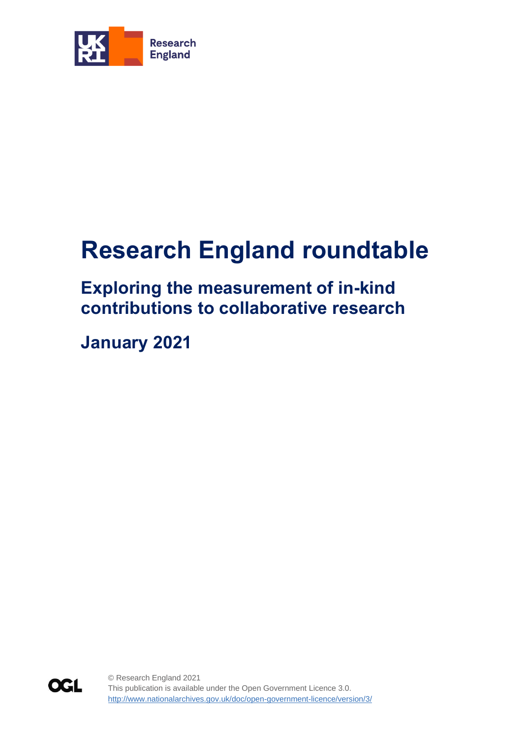Research England

# Research England roundtable

## Exploring the measurement of in-kind contributions to collaborative research

## January 2021

© Research England 2021
This publication is available under the Open Government Licence 3.0.
http://www.nationalarchives.gov.uk/doc/open-government-licence/version/3/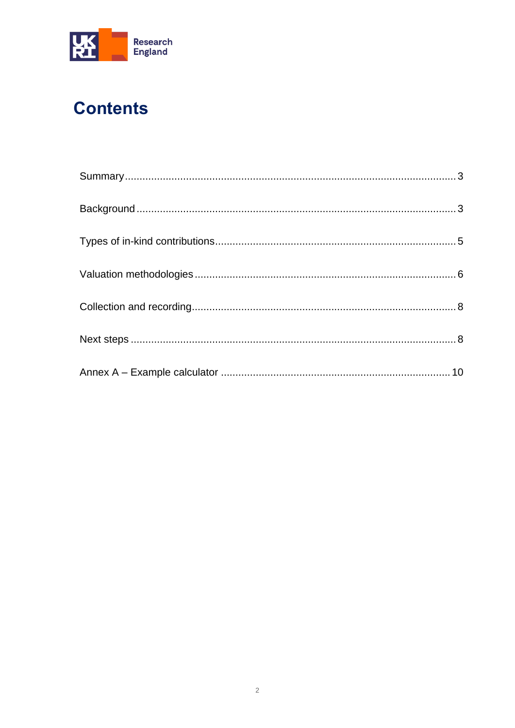# Contents

| | |
|---|---|
| Summary | 3 |
| Background | 3 |
| Types of in-kind contributions | 5 |
| Valuation methodologies | 6 |
| Collection and recording | 8 |
| Next steps | 8 |
| Annex A – Example calculator | 10 |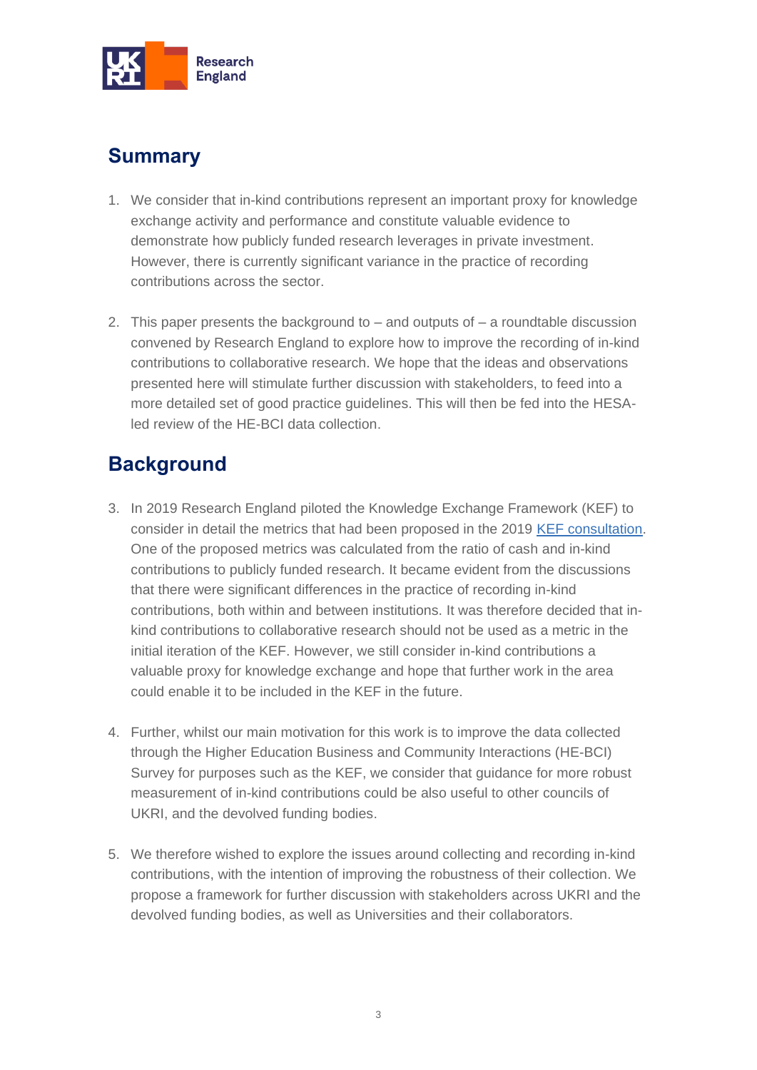## Summary

1. We consider that in-kind contributions represent an important proxy for knowledge exchange activity and performance and constitute valuable evidence to demonstrate how publicly funded research leverages in private investment. However, there is currently significant variance in the practice of recording contributions across the sector.

2. This paper presents the background to – and outputs of – a roundtable discussion convened by Research England to explore how to improve the recording of in-kind contributions to collaborative research. We hope that the ideas and observations presented here will stimulate further discussion with stakeholders, to feed into a more detailed set of good practice guidelines. This will then be fed into the HESA-led review of the HE-BCI data collection.

## Background

3. In 2019 Research England piloted the Knowledge Exchange Framework (KEF) to consider in detail the metrics that had been proposed in the 2019 KEF consultation. One of the proposed metrics was calculated from the ratio of cash and in-kind contributions to publicly funded research. It became evident from the discussions that there were significant differences in the practice of recording in-kind contributions, both within and between institutions. It was therefore decided that in-kind contributions to collaborative research should not be used as a metric in the initial iteration of the KEF. However, we still consider in-kind contributions a valuable proxy for knowledge exchange and hope that further work in the area could enable it to be included in the KEF in the future.

4. Further, whilst our main motivation for this work is to improve the data collected through the Higher Education Business and Community Interactions (HE-BCI) Survey for purposes such as the KEF, we consider that guidance for more robust measurement of in-kind contributions could be also useful to other councils of UKRI, and the devolved funding bodies.

5. We therefore wished to explore the issues around collecting and recording in-kind contributions, with the intention of improving the robustness of their collection. We propose a framework for further discussion with stakeholders across UKRI and the devolved funding bodies, as well as Universities and their collaborators.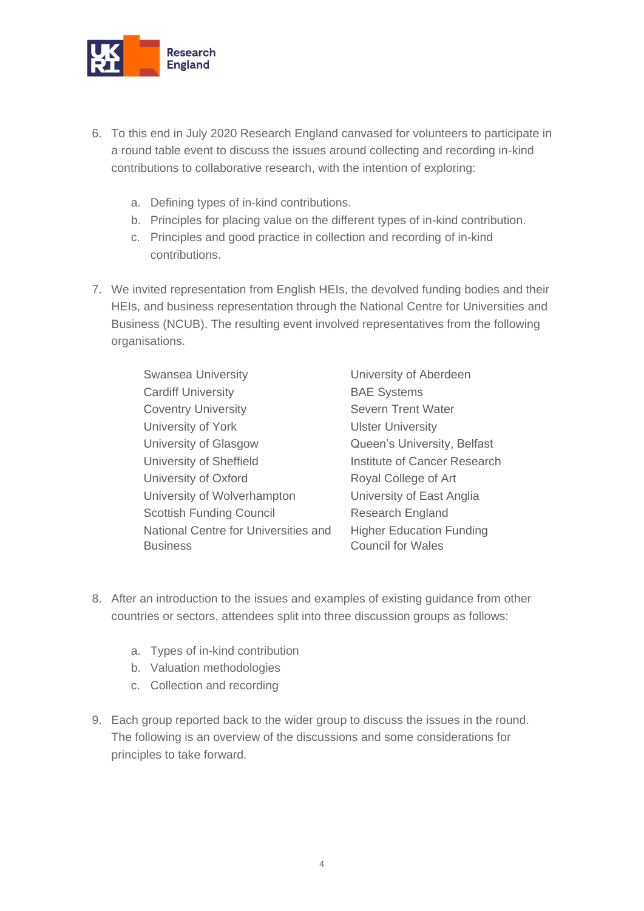6. To this end in July 2020 Research England canvased for volunteers to participate in a round table event to discuss the issues around collecting and recording in-kind contributions to collaborative research, with the intention of exploring:

    a. Defining types of in-kind contributions.
    b. Principles for placing value on the different types of in-kind contribution.
    c. Principles and good practice in collection and recording of in-kind contributions.

7. We invited representation from English HEIs, the devolved funding bodies and their HEIs, and business representation through the National Centre for Universities and Business (NCUB). The resulting event involved representatives from the following organisations.

    - Swansea University
    - Cardiff University
    - Coventry University
    - University of York
    - University of Glasgow
    - University of Sheffield
    - University of Oxford
    - University of Wolverhampton
    - Scottish Funding Council
    - National Centre for Universities and Business
    - University of Aberdeen
    - BAE Systems
    - Severn Trent Water
    - Ulster University
    - Queen's University, Belfast
    - Institute of Cancer Research
    - Royal College of Art
    - University of East Anglia
    - Research England
    - Higher Education Funding Council for Wales

8. After an introduction to the issues and examples of existing guidance from other countries or sectors, attendees split into three discussion groups as follows:

    a. Types of in-kind contribution
    b. Valuation methodologies
    c. Collection and recording

9. Each group reported back to the wider group to discuss the issues in the round. The following is an overview of the discussions and some considerations for principles to take forward.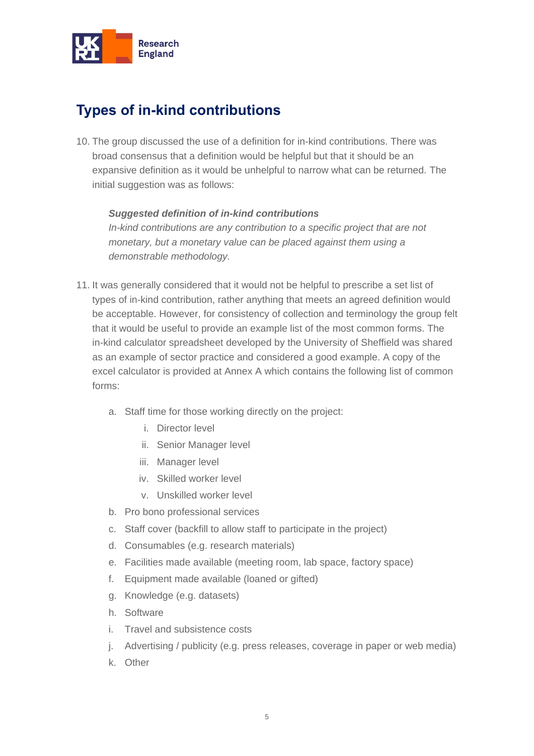## Types of in-kind contributions

10. The group discussed the use of a definition for in-kind contributions. There was broad consensus that a definition would be helpful but that it should be an expansive definition as it would be unhelpful to narrow what can be returned. The initial suggestion was as follows:

    ***Suggested definition of in-kind contributions***
    *In-kind contributions are any contribution to a specific project that are not monetary, but a monetary value can be placed against them using a demonstrable methodology.*

11. It was generally considered that it would not be helpful to prescribe a set list of types of in-kind contribution, rather anything that meets an agreed definition would be acceptable. However, for consistency of collection and terminology the group felt that it would be useful to provide an example list of the most common forms. The in-kind calculator spreadsheet developed by the University of Sheffield was shared as an example of sector practice and considered a good example. A copy of the excel calculator is provided at Annex A which contains the following list of common forms:

    a. Staff time for those working directly on the project:
        i. Director level
        ii. Senior Manager level
        iii. Manager level
        iv. Skilled worker level
        v. Unskilled worker level
    b. Pro bono professional services
    c. Staff cover (backfill to allow staff to participate in the project)
    d. Consumables (e.g. research materials)
    e. Facilities made available (meeting room, lab space, factory space)
    f. Equipment made available (loaned or gifted)
    g. Knowledge (e.g. datasets)
    h. Software
    i. Travel and subsistence costs
    j. Advertising / publicity (e.g. press releases, coverage in paper or web media)
    k. Other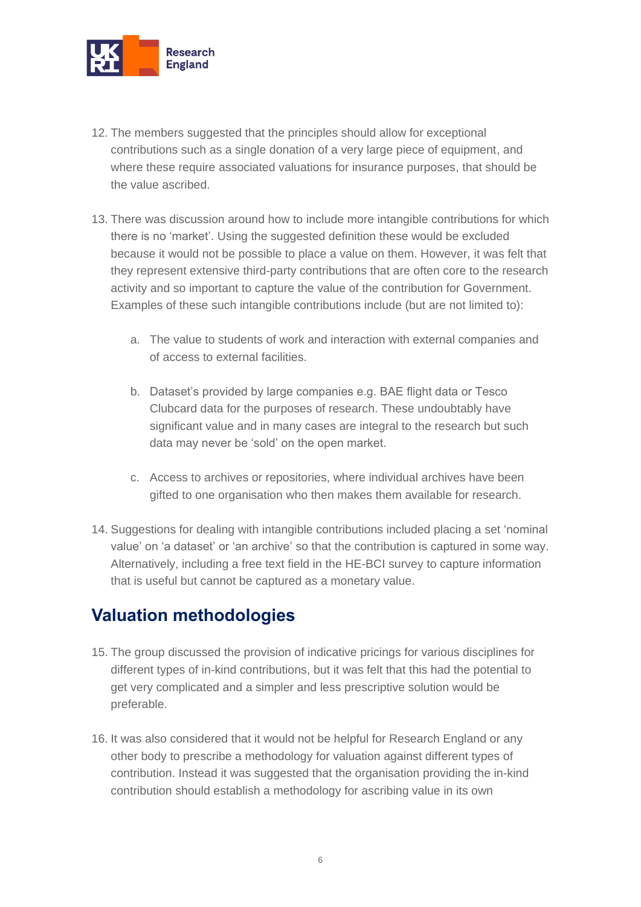12. The members suggested that the principles should allow for exceptional contributions such as a single donation of a very large piece of equipment, and where these require associated valuations for insurance purposes, that should be the value ascribed.

13. There was discussion around how to include more intangible contributions for which there is no 'market'. Using the suggested definition these would be excluded because it would not be possible to place a value on them. However, it was felt that they represent extensive third-party contributions that are often core to the research activity and so important to capture the value of the contribution for Government. Examples of these such intangible contributions include (but are not limited to):

    a. The value to students of work and interaction with external companies and of access to external facilities.

    b. Dataset's provided by large companies e.g. BAE flight data or Tesco Clubcard data for the purposes of research. These undoubtably have significant value and in many cases are integral to the research but such data may never be 'sold' on the open market.

    c. Access to archives or repositories, where individual archives have been gifted to one organisation who then makes them available for research.

14. Suggestions for dealing with intangible contributions included placing a set 'nominal value' on 'a dataset' or 'an archive' so that the contribution is captured in some way. Alternatively, including a free text field in the HE-BCI survey to capture information that is useful but cannot be captured as a monetary value.

## Valuation methodologies

15. The group discussed the provision of indicative pricings for various disciplines for different types of in-kind contributions, but it was felt that this had the potential to get very complicated and a simpler and less prescriptive solution would be preferable.

16. It was also considered that it would not be helpful for Research England or any other body to prescribe a methodology for valuation against different types of contribution. Instead it was suggested that the organisation providing the in-kind contribution should establish a methodology for ascribing value in its own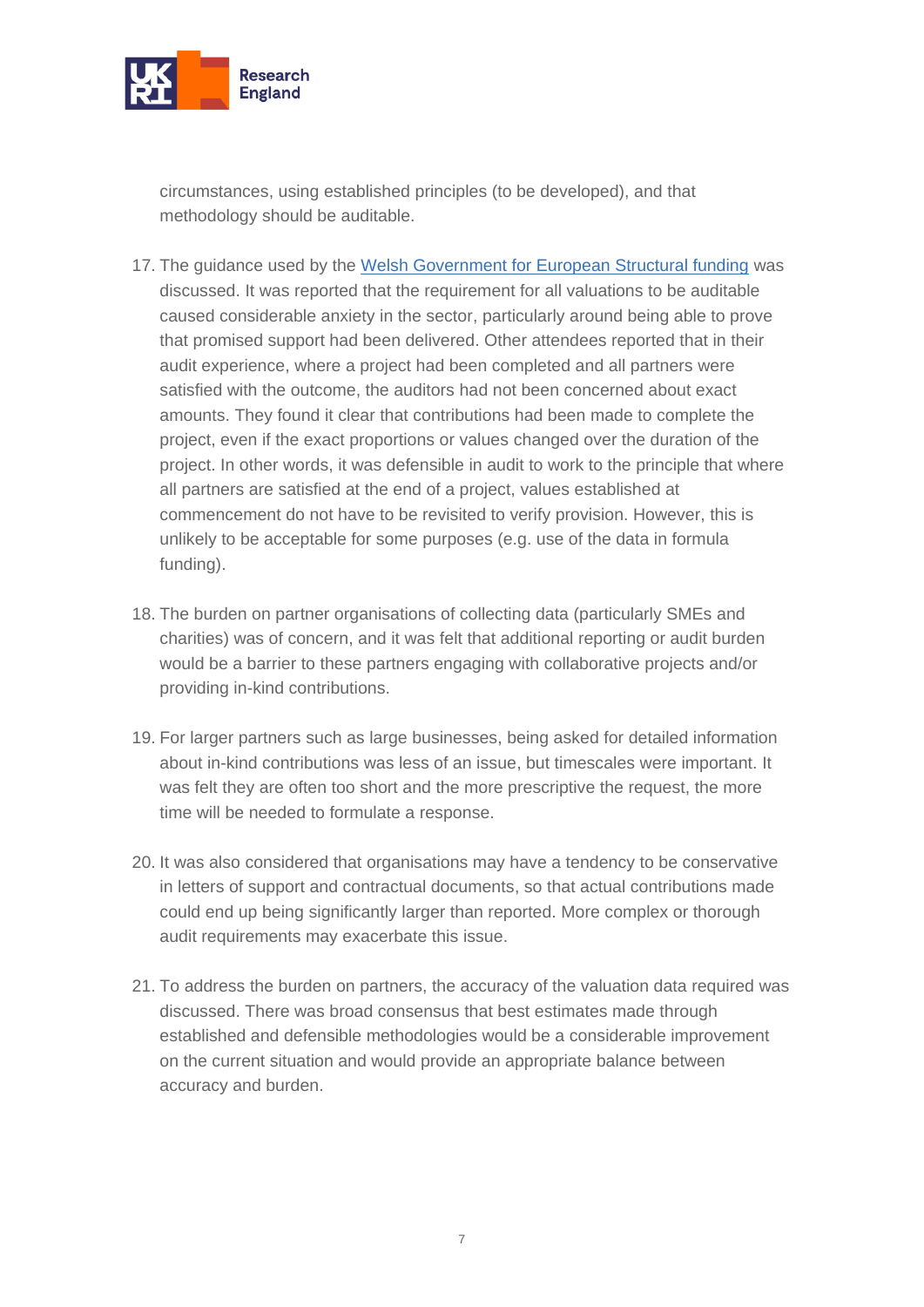circumstances, using established principles (to be developed), and that methodology should be auditable.

17. The guidance used by the [Welsh Government for European Structural funding]() was discussed. It was reported that the requirement for all valuations to be auditable caused considerable anxiety in the sector, particularly around being able to prove that promised support had been delivered. Other attendees reported that in their audit experience, where a project had been completed and all partners were satisfied with the outcome, the auditors had not been concerned about exact amounts. They found it clear that contributions had been made to complete the project, even if the exact proportions or values changed over the duration of the project. In other words, it was defensible in audit to work to the principle that where all partners are satisfied at the end of a project, values established at commencement do not have to be revisited to verify provision. However, this is unlikely to be acceptable for some purposes (e.g. use of the data in formula funding).

18. The burden on partner organisations of collecting data (particularly SMEs and charities) was of concern, and it was felt that additional reporting or audit burden would be a barrier to these partners engaging with collaborative projects and/or providing in-kind contributions.

19. For larger partners such as large businesses, being asked for detailed information about in-kind contributions was less of an issue, but timescales were important. It was felt they are often too short and the more prescriptive the request, the more time will be needed to formulate a response.

20. It was also considered that organisations may have a tendency to be conservative in letters of support and contractual documents, so that actual contributions made could end up being significantly larger than reported. More complex or thorough audit requirements may exacerbate this issue.

21. To address the burden on partners, the accuracy of the valuation data required was discussed. There was broad consensus that best estimates made through established and defensible methodologies would be a considerable improvement on the current situation and would provide an appropriate balance between accuracy and burden.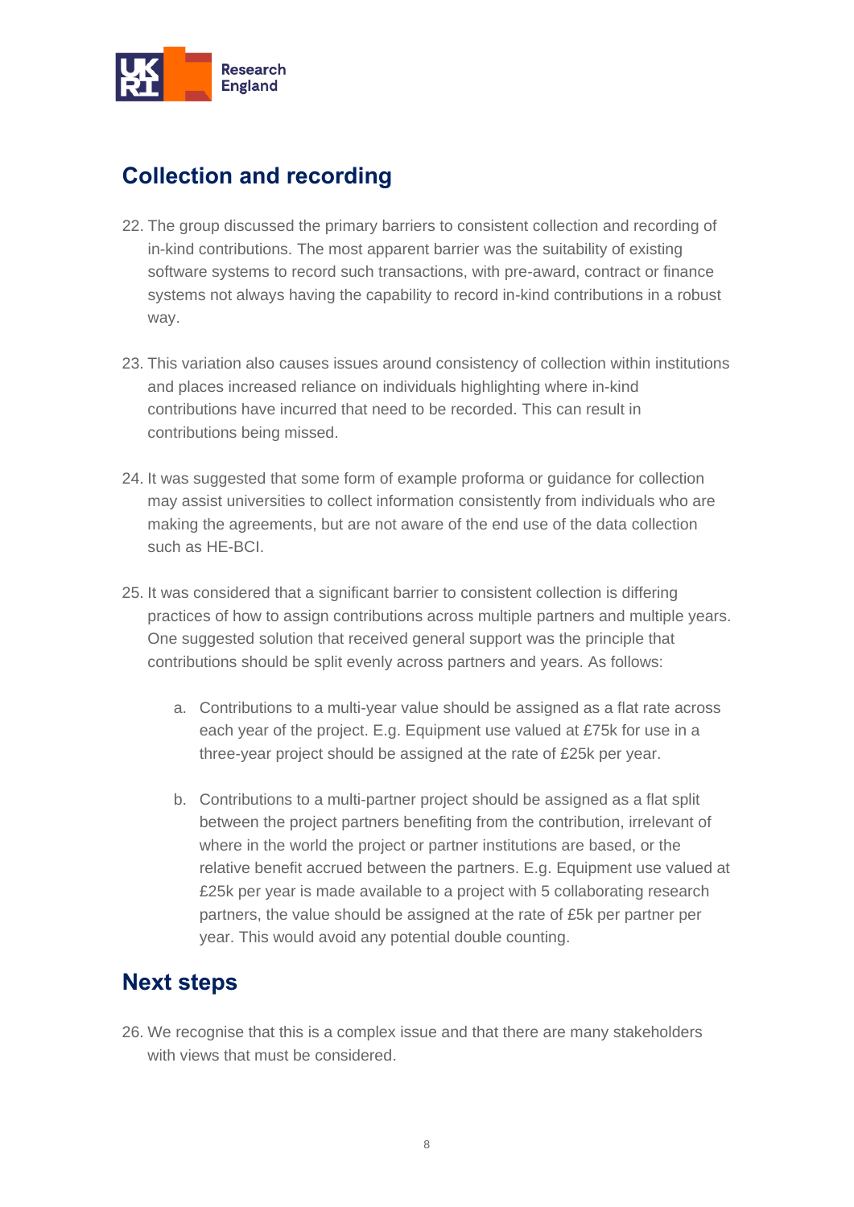## Collection and recording

22. The group discussed the primary barriers to consistent collection and recording of in-kind contributions. The most apparent barrier was the suitability of existing software systems to record such transactions, with pre-award, contract or finance systems not always having the capability to record in-kind contributions in a robust way.

23. This variation also causes issues around consistency of collection within institutions and places increased reliance on individuals highlighting where in-kind contributions have incurred that need to be recorded. This can result in contributions being missed.

24. It was suggested that some form of example proforma or guidance for collection may assist universities to collect information consistently from individuals who are making the agreements, but are not aware of the end use of the data collection such as HE-BCI.

25. It was considered that a significant barrier to consistent collection is differing practices of how to assign contributions across multiple partners and multiple years. One suggested solution that received general support was the principle that contributions should be split evenly across partners and years. As follows:

    a. Contributions to a multi-year value should be assigned as a flat rate across each year of the project. E.g. Equipment use valued at £75k for use in a three-year project should be assigned at the rate of £25k per year.

    b. Contributions to a multi-partner project should be assigned as a flat split between the project partners benefiting from the contribution, irrelevant of where in the world the project or partner institutions are based, or the relative benefit accrued between the partners. E.g. Equipment use valued at £25k per year is made available to a project with 5 collaborating research partners, the value should be assigned at the rate of £5k per partner per year. This would avoid any potential double counting.

## Next steps

26. We recognise that this is a complex issue and that there are many stakeholders with views that must be considered.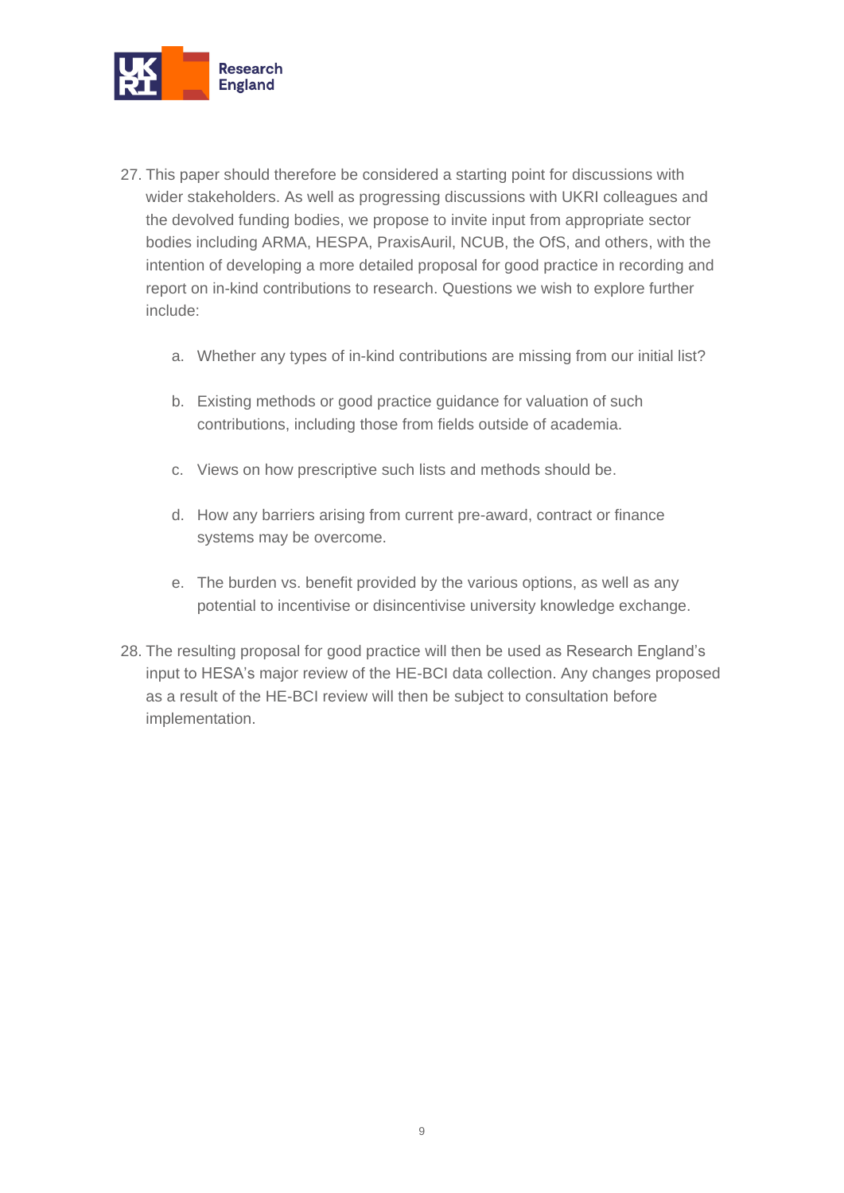27. This paper should therefore be considered a starting point for discussions with wider stakeholders. As well as progressing discussions with UKRI colleagues and the devolved funding bodies, we propose to invite input from appropriate sector bodies including ARMA, HESPA, PraxisAuril, NCUB, the OfS, and others, with the intention of developing a more detailed proposal for good practice in recording and report on in-kind contributions to research. Questions we wish to explore further include:

    a. Whether any types of in-kind contributions are missing from our initial list?

    b. Existing methods or good practice guidance for valuation of such contributions, including those from fields outside of academia.

    c. Views on how prescriptive such lists and methods should be.

    d. How any barriers arising from current pre-award, contract or finance systems may be overcome.

    e. The burden vs. benefit provided by the various options, as well as any potential to incentivise or disincentivise university knowledge exchange.

28. The resulting proposal for good practice will then be used as Research England's input to HESA's major review of the HE-BCI data collection. Any changes proposed as a result of the HE-BCI review will then be subject to consultation before implementation.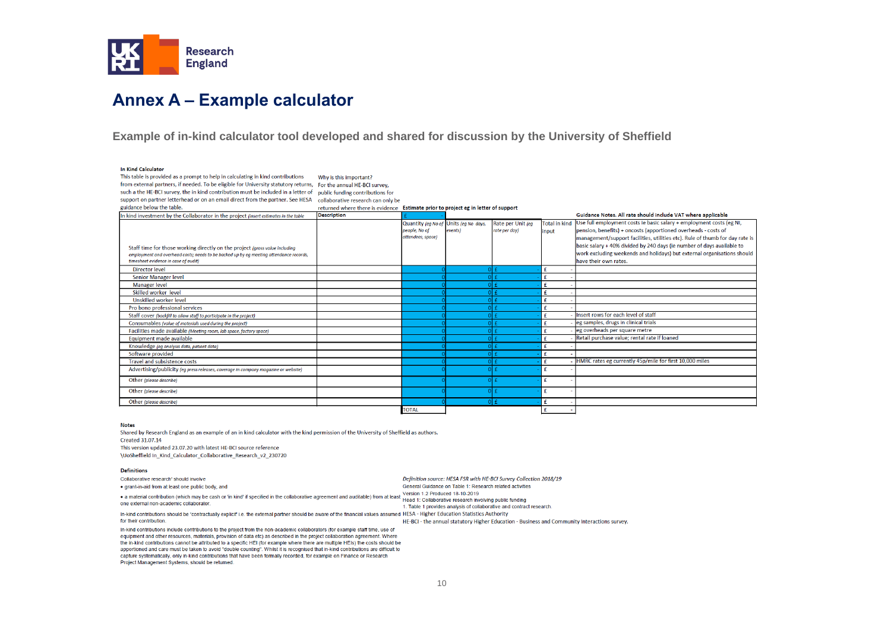# Annex A – Example calculator

## Example of in-kind calculator tool developed and shared for discussion by the University of Sheffield

**In Kind Calculator**

This table is provided as a prompt to help in calculating in kind contributions from external partners, if needed. To be eligible for University statutory returns, such a the HE-BCI survey, the in kind contribution must be included in a letter of support on partner letterhead or on an email direct from the partner. See HESA guidance below the table.

Why is this important?
For the annual HE-BCI survey, public funding contributions for collaborative research can only be returned where there is evidence

**Estimate prior to project eg in letter of support**

| In kind investment by the Collaborator in the project *(insert estimates in the table* | Description | Quantity *(eg No of people, No of attendees, space)* | Units *(eg No days, events)* | Rate per Unit *(eg rate per day)* | Total in kind input | **Guidance Notes. All rate should include VAT where applicable** |
|---|---|---|---|---|---|---|
| Staff time for those working directly on the project *(gross value including employment and overhead costs; needs to be backed up by eg meeting attendance records, timesheet evidence in case of audit)* | | | | | | Use full employment costs ie basic salary + employment costs (eg NI, pension, benefits) + oncosts (apportioned overheads - costs of management/support facilities, utilities etc). Rule of thumb for day rate is basic salary + 40% divided by 240 days (ie number of days available to work excluding weekends and holidays) but external organisations should have their own rates. |
| Director level | | 0 | 0 | £ - | £ - | |
| Senior Manager level | | 0 | 0 | £ - | £ - | |
| Manager level | | 0 | 0 | £ - | £ - | |
| Skilled worker level | | 0 | 0 | £ - | £ - | |
| Unskilled worker level | | 0 | 0 | £ - | £ - | |
| Pro bono professional services | | 0 | 0 | £ - | £ - | |
| Staff cover *(backfill to allow staff to participate in the project)* | | 0 | 0 | £ - | £ - | Insert rows for each level of staff |
| Consumables *(value of materials used during the project)* | | 0 | 0 | £ - | £ - | eg samples, drugs in clinical trials |
| Facilities made available *(Meeting room, lab space, factory space)* | | 0 | 0 | £ - | £ - | eg overheads per square metre |
| Equipment made available | | 0 | 0 | £ - | £ - | Retail purchase value; rental rate if loaned |
| Knowledge *(eg analysis data, patient data)* | | 0 | 0 | £ - | £ - | |
| Software provided | | 0 | 0 | £ - | £ - | |
| Travel and subsistence costs | | 0 | 0 | £ - | £ - | HMRC rates eg currently 45p/mile for first 10,000 miles |
| Advertising/publicity *(eg press releases, coverage in company magazine or website)* | | 0 | 0 | £ - | £ - | |
| Other *(please describe)* | | 0 | 0 | £ - | £ - | |
| Other *(please describe)* | | 0 | 0 | £ - | £ - | |
| Other *(please describe)* | | 0 | 0 | £ - | £ - | |
| | | TOTAL | | | £ - | |

**Notes**

Shared by Research England as an example of an in kind calculator with the kind permission of the University of Sheffield as authors.
Created 31.07.14
This version updated 23.07.20 with latest HE-BCI source reference
\UoSheffield In_Kind_Calculator_Collaborative_Research_v2_230720

**Definitions**

Collaborative research' should involve

- grant-in-aid from at least one public body, and
- a material contribution (which may be cash or 'in kind' if specified in the collaborative agreement and auditable) from at least one external non-academic collaborator.

In-kind contributions should be "contractually explicit" i.e. the external partner should be aware of the financial values assumed for their contribution.

In-kind contributions include contributions to the project from the non-academic collaborators (for example staff time, use of equipment and other resources, materials, provision of data etc) as described in the project collaboration agreement. Where the in-kind contributions cannot be attributed to a specific HEI (for example where there are multiple HEIs) the costs should be apportioned and care must be taken to avoid "double counting". Whilst it is recognised that in-kind contributions are difficult to capture systematically, only in-kind contributions that have been formally recorded, for example on Finance or Research Project Management Systems, should be returned.

*Definition source: HESA FSR with HE-BCI Survey Collection 2018/19*
General Guidance on Table 1: Research related activities
Version 1.2 Produced 18-10-2019
Head 1: Collaborative research involving public funding
1. Table 1 provides analysis of collaborative and contract research.
HESA - Higher Education Statistics Authority
HE-BCI - the annual statutory Higher Education - Business and Community Interactions survey.